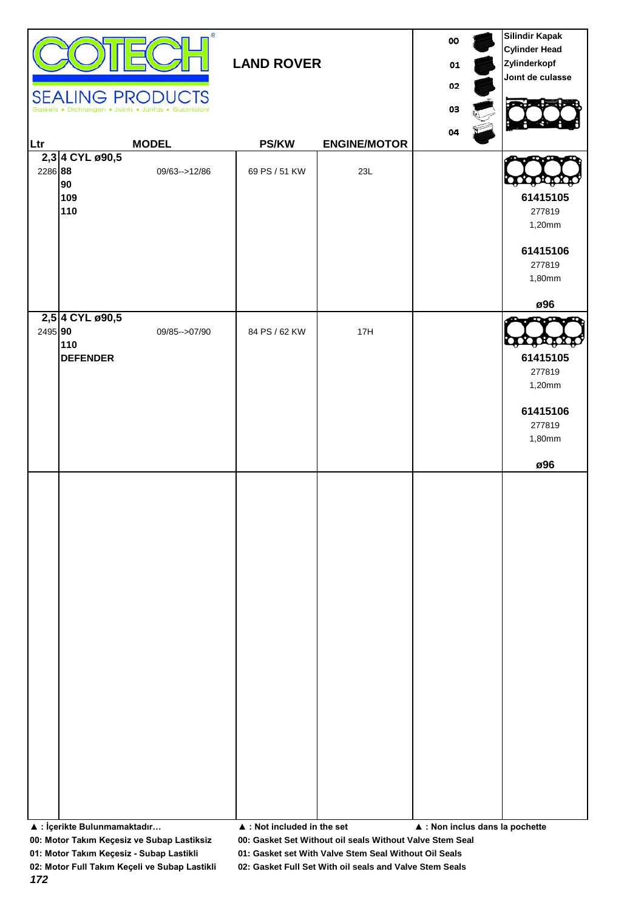# COTECH

SEALING PRODUCTS

Gaskets • Dichtungen • Joints • Juntas • Guarnizioni

## LAND ROVER

00
01
02
03
04

Silindir Kapak
Cylinder Head
Zylinderkopf
Joınt de culasse

| Ltr | MODEL | | PS/KW | ENGINE/MOTOR | | |
|---|---|---|---|---|---|---|
| 2,3 | 4 CYL ø90,5 | | | | | |
| 2286 | **88** | 09/63-->12/86 | 69 PS / 51 KW | 23L | | |
| | **90** | | | | | |
| | **109** | | | | | **61415105**<br>277819<br>1,20mm |
| | **110** | | | | | |
| | | | | | | **61415106**<br>277819<br>1,80mm |
| | | | | | | **ø96** |
| 2,5 | 4 CYL ø90,5 | | | | | |
| 2495 | **90** | 09/85-->07/90 | 84 PS / 62 KW | 17H | | |
| | **110** | | | | | |
| | **DEFENDER** | | | | | **61415105**<br>277819<br>1,20mm |
| | | | | | | **61415106**<br>277819<br>1,80mm |
| | | | | | | **ø96** |

**▲ : İçerikte Bulunmamaktadır…** **▲ : Not included in the set** **▲ : Non inclus dans la pochette**

**00: Motor Takım Keçesiz ve Subap Lastiksiz** **00: Gasket Set Without oil seals Without Valve Stem Seal**

**01: Motor Takım Keçesiz - Subap Lastikli** **01: Gasket set With Valve Stem Seal Without Oil Seals**

**02: Motor Full Takım Keçeli ve Subap Lastikli** **02: Gasket Full Set With oil seals and Valve Stem Seals**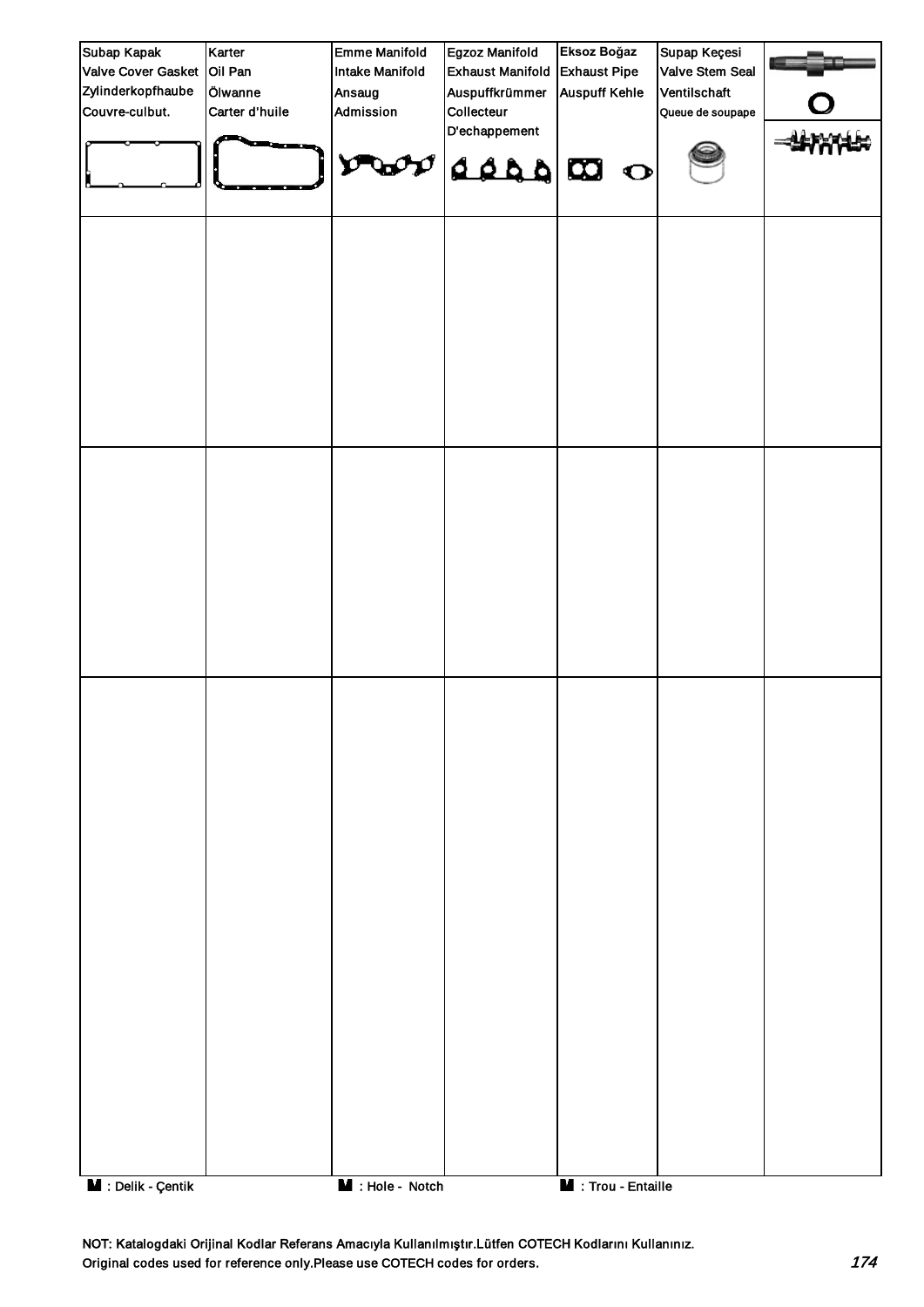| Subap Kapak<br>Valve Cover Gasket<br>Zylinderkopfhaube<br>Couvre-culbut. | Karter<br>Oil Pan<br>Ölwanne<br>Carter d'huile | Emme Manifold<br>Intake Manifold<br>Ansaug<br>Admission | Egzoz Manifold<br>Exhaust Manifold<br>Auspuffkrümmer<br>Collecteur<br>D'echappement | Eksoz Boğaz<br>Exhaust Pipe<br>Auspuff Kehle | Supap Keçesi<br>Valve Stem Seal<br>Ventilschaft<br>Queue de soupape | |
|---|---|---|---|---|---|---|
| | | | | | | |
| | | | | | | |
| | | | | | | |

: Delik - Çentik : Hole - Notch : Trou - Entaille

NOT: Katalogdaki Orijinal Kodlar Referans Amacıyla Kullanılmıştır.Lütfen COTECH Kodlarını Kullanınız.
Original codes used for reference only.Please use COTECH codes for orders.